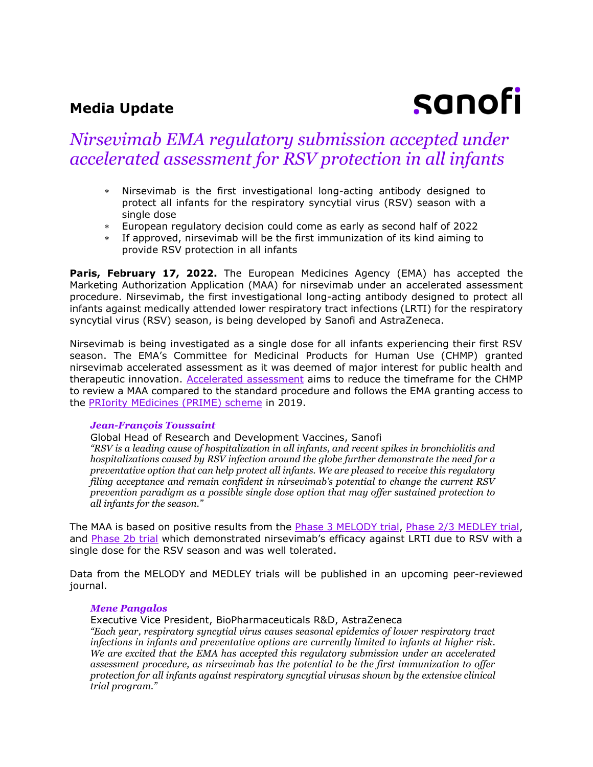# Media Update

sanofi

## *Nirsevimab EMA regulatory submission accepted under accelerated assessment for RSV protection in all infants*

- Nirsevimab is the first investigational long-acting antibody designed to protect all infants for the respiratory syncytial virus (RSV) season with a single dose
- European regulatory decision could come as early as second half of 2022
- If approved, nirsevimab will be the first immunization of its kind aiming to provide RSV protection in all infants

**Paris, February 17, 2022.** The European Medicines Agency (EMA) has accepted the Marketing Authorization Application (MAA) for nirsevimab under an accelerated assessment procedure. Nirsevimab, the first investigational long-acting antibody designed to protect all infants against medically attended lower respiratory tract infections (LRTI) for the respiratory syncytial virus (RSV) season, is being developed by Sanofi and AstraZeneca.

Nirsevimab is being investigated as a single dose for all infants experiencing their first RSV season. The EMA's Committee for Medicinal Products for Human Use (CHMP) granted nirsevimab accelerated assessment as it was deemed of major interest for public health and therapeutic innovation. Accelerated assessment aims to reduce the timeframe for the CHMP to review a MAA compared to the standard procedure and follows the EMA granting access to the PRIority MEdicines (PRIME) scheme in 2019.

***Jean-François Toussaint***
Global Head of Research and Development Vaccines, Sanofi
*"RSV is a leading cause of hospitalization in all infants, and recent spikes in bronchiolitis and hospitalizations caused by RSV infection around the globe further demonstrate the need for a preventative option that can help protect all infants. We are pleased to receive this regulatory filing acceptance and remain confident in nirsevimab's potential to change the current RSV prevention paradigm as a possible single dose option that may offer sustained protection to all infants for the season."*

The MAA is based on positive results from the Phase 3 MELODY trial, Phase 2/3 MEDLEY trial, and Phase 2b trial which demonstrated nirsevimab's efficacy against LRTI due to RSV with a single dose for the RSV season and was well tolerated.

Data from the MELODY and MEDLEY trials will be published in an upcoming peer-reviewed journal.

***Mene Pangalos***
Executive Vice President, BioPharmaceuticals R&D, AstraZeneca
*"Each year, respiratory syncytial virus causes seasonal epidemics of lower respiratory tract infections in infants and preventative options are currently limited to infants at higher risk. We are excited that the EMA has accepted this regulatory submission under an accelerated assessment procedure, as nirsevimab has the potential to be the first immunization to offer protection for all infants against respiratory syncytial virusas shown by the extensive clinical trial program."*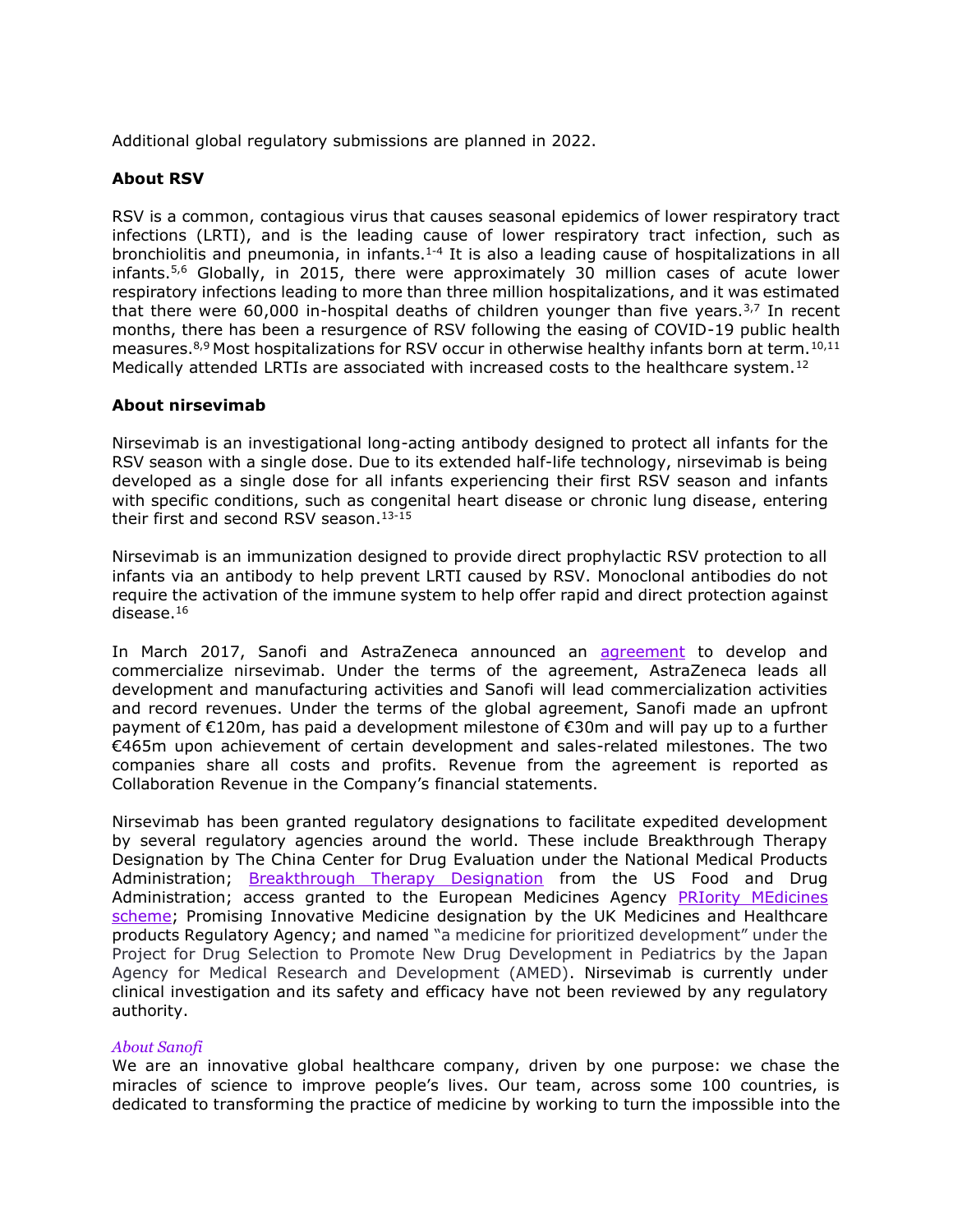Additional global regulatory submissions are planned in 2022.

**About RSV**

RSV is a common, contagious virus that causes seasonal epidemics of lower respiratory tract infections (LRTI), and is the leading cause of lower respiratory tract infection, such as bronchiolitis and pneumonia, in infants.[1-4] It is also a leading cause of hospitalizations in all infants.[5,6] Globally, in 2015, there were approximately 30 million cases of acute lower respiratory infections leading to more than three million hospitalizations, and it was estimated that there were 60,000 in-hospital deaths of children younger than five years.[3,7] In recent months, there has been a resurgence of RSV following the easing of COVID-19 public health measures.[8,9] Most hospitalizations for RSV occur in otherwise healthy infants born at term.[10,11] Medically attended LRTIs are associated with increased costs to the healthcare system.[12]

**About nirsevimab**

Nirsevimab is an investigational long-acting antibody designed to protect all infants for the RSV season with a single dose. Due to its extended half-life technology, nirsevimab is being developed as a single dose for all infants experiencing their first RSV season and infants with specific conditions, such as congenital heart disease or chronic lung disease, entering their first and second RSV season.[13-15]

Nirsevimab is an immunization designed to provide direct prophylactic RSV protection to all infants via an antibody to help prevent LRTI caused by RSV. Monoclonal antibodies do not require the activation of the immune system to help offer rapid and direct protection against disease.[16]

In March 2017, Sanofi and AstraZeneca announced an agreement to develop and commercialize nirsevimab. Under the terms of the agreement, AstraZeneca leads all development and manufacturing activities and Sanofi will lead commercialization activities and record revenues. Under the terms of the global agreement, Sanofi made an upfront payment of €120m, has paid a development milestone of €30m and will pay up to a further €465m upon achievement of certain development and sales-related milestones. The two companies share all costs and profits. Revenue from the agreement is reported as Collaboration Revenue in the Company's financial statements.

Nirsevimab has been granted regulatory designations to facilitate expedited development by several regulatory agencies around the world. These include Breakthrough Therapy Designation by The China Center for Drug Evaluation under the National Medical Products Administration; Breakthrough Therapy Designation from the US Food and Drug Administration; access granted to the European Medicines Agency PRIority MEdicines scheme; Promising Innovative Medicine designation by the UK Medicines and Healthcare products Regulatory Agency; and named "a medicine for prioritized development" under the Project for Drug Selection to Promote New Drug Development in Pediatrics by the Japan Agency for Medical Research and Development (AMED). Nirsevimab is currently under clinical investigation and its safety and efficacy have not been reviewed by any regulatory authority.

*About Sanofi*

We are an innovative global healthcare company, driven by one purpose: we chase the miracles of science to improve people's lives. Our team, across some 100 countries, is dedicated to transforming the practice of medicine by working to turn the impossible into the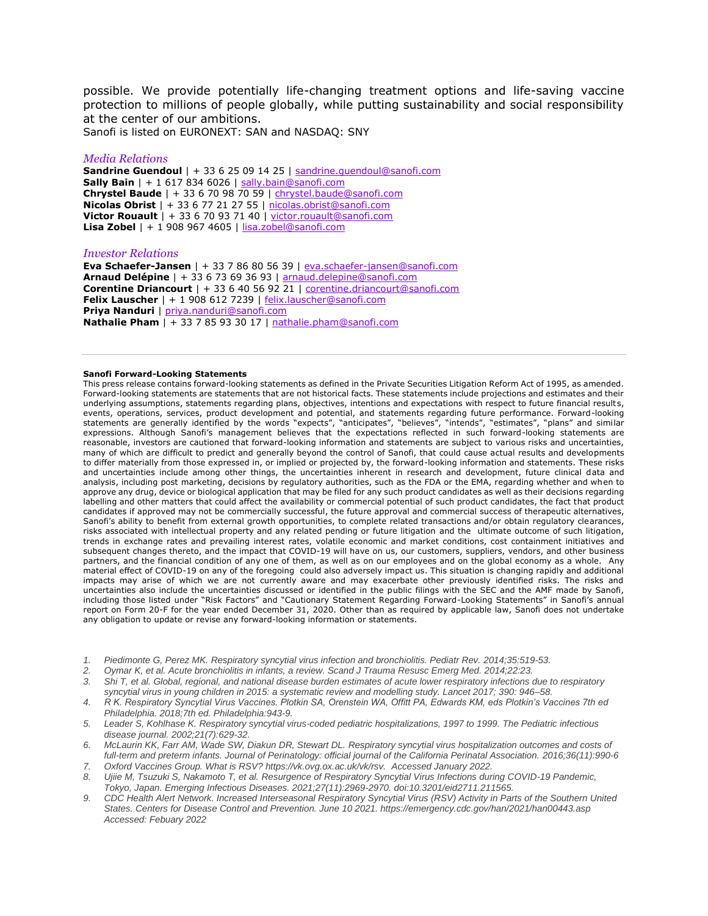possible. We provide potentially life-changing treatment options and life-saving vaccine protection to millions of people globally, while putting sustainability and social responsibility at the center of our ambitions.
Sanofi is listed on EURONEXT: SAN and NASDAQ: SNY

*Media Relations*
**Sandrine Guendoul** | + 33 6 25 09 14 25 | sandrine.guendoul@sanofi.com
**Sally Bain** | + 1 617 834 6026 | sally.bain@sanofi.com
**Chrystel Baude** | + 33 6 70 98 70 59 | chrystel.baude@sanofi.com
**Nicolas Obrist** | + 33 6 77 21 27 55 | nicolas.obrist@sanofi.com
**Victor Rouault** | + 33 6 70 93 71 40 | victor.rouault@sanofi.com
**Lisa Zobel** | + 1 908 967 4605 | lisa.zobel@sanofi.com

*Investor Relations*
**Eva Schaefer-Jansen** | + 33 7 86 80 56 39 | eva.schaefer-jansen@sanofi.com
**Arnaud Delépine** | + 33 6 73 69 36 93 | arnaud.delepine@sanofi.com
**Corentine Driancourt** | + 33 6 40 56 92 21 | corentine.driancourt@sanofi.com
**Felix Lauscher** | + 1 908 612 7239 | felix.lauscher@sanofi.com
**Priya Nanduri** | priya.nanduri@sanofi.com
**Nathalie Pham** | + 33 7 85 93 30 17 | nathalie.pham@sanofi.com

---

**Sanofi Forward-Looking Statements**

This press release contains forward-looking statements as defined in the Private Securities Litigation Reform Act of 1995, as amended. Forward-looking statements are statements that are not historical facts. These statements include projections and estimates and their underlying assumptions, statements regarding plans, objectives, intentions and expectations with respect to future financial results, events, operations, services, product development and potential, and statements regarding future performance. Forward-looking statements are generally identified by the words "expects", "anticipates", "believes", "intends", "estimates", "plans" and similar expressions. Although Sanofi's management believes that the expectations reflected in such forward-looking statements are reasonable, investors are cautioned that forward-looking information and statements are subject to various risks and uncertainties, many of which are difficult to predict and generally beyond the control of Sanofi, that could cause actual results and developments to differ materially from those expressed in, or implied or projected by, the forward-looking information and statements. These risks and uncertainties include among other things, the uncertainties inherent in research and development, future clinical data and analysis, including post marketing, decisions by regulatory authorities, such as the FDA or the EMA, regarding whether and when to approve any drug, device or biological application that may be filed for any such product candidates as well as their decisions regarding labelling and other matters that could affect the availability or commercial potential of such product candidates, the fact that product candidates if approved may not be commercially successful, the future approval and commercial success of therapeutic alternatives, Sanofi's ability to benefit from external growth opportunities, to complete related transactions and/or obtain regulatory clearances, risks associated with intellectual property and any related pending or future litigation and the ultimate outcome of such litigation, trends in exchange rates and prevailing interest rates, volatile economic and market conditions, cost containment initiatives and subsequent changes thereto, and the impact that COVID-19 will have on us, our customers, suppliers, vendors, and other business partners, and the financial condition of any one of them, as well as on our employees and on the global economy as a whole. Any material effect of COVID-19 on any of the foregoing could also adversely impact us. This situation is changing rapidly and additional impacts may arise of which we are not currently aware and may exacerbate other previously identified risks. The risks and uncertainties also include the uncertainties discussed or identified in the public filings with the SEC and the AMF made by Sanofi, including those listed under "Risk Factors" and "Cautionary Statement Regarding Forward-Looking Statements" in Sanofi's annual report on Form 20-F for the year ended December 31, 2020. Other than as required by applicable law, Sanofi does not undertake any obligation to update or revise any forward-looking information or statements.

1. *Piedimonte G, Perez MK. Respiratory syncytial virus infection and bronchiolitis. Pediatr Rev. 2014;35:519-53.*
2. *Oymar K, et al. Acute bronchiolitis in infants, a review. Scand J Trauma Resusc Emerg Med. 2014;22:23.*
3. *Shi T, et al. Global, regional, and national disease burden estimates of acute lower respiratory infections due to respiratory syncytial virus in young children in 2015: a systematic review and modelling study. Lancet 2017; 390: 946–58.*
4. *R K. Respiratory Syncytial Virus Vaccines. Plotkin SA, Orenstein WA, Offitt PA, Edwards KM, eds Plotkin's Vaccines 7th ed Philadelphia. 2018;7th ed. Philadelphia:943-9.*
5. *Leader S, Kohlhase K. Respiratory syncytial virus-coded pediatric hospitalizations, 1997 to 1999. The Pediatric infectious disease journal. 2002;21(7):629-32.*
6. *McLaurin KK, Farr AM, Wade SW, Diakun DR, Stewart DL. Respiratory syncytial virus hospitalization outcomes and costs of full-term and preterm infants. Journal of Perinatology: official journal of the California Perinatal Association. 2016;36(11):990-6*
7. *Oxford Vaccines Group. What is RSV? https://vk.ovg.ox.ac.uk/vk/rsv. Accessed January 2022.*
8. *Ujiie M, Tsuzuki S, Nakamoto T, et al. Resurgence of Respiratory Syncytial Virus Infections during COVID-19 Pandemic, Tokyo, Japan. Emerging Infectious Diseases. 2021;27(11):2969-2970. doi:10.3201/eid2711.211565.*
9. *CDC Health Alert Network. Increased Interseasonal Respiratory Syncytial Virus (RSV) Activity in Parts of the Southern United States. Centers for Disease Control and Prevention. June 10 2021. https://emergency.cdc.gov/han/2021/han00443.asp Accessed: Febuary 2022*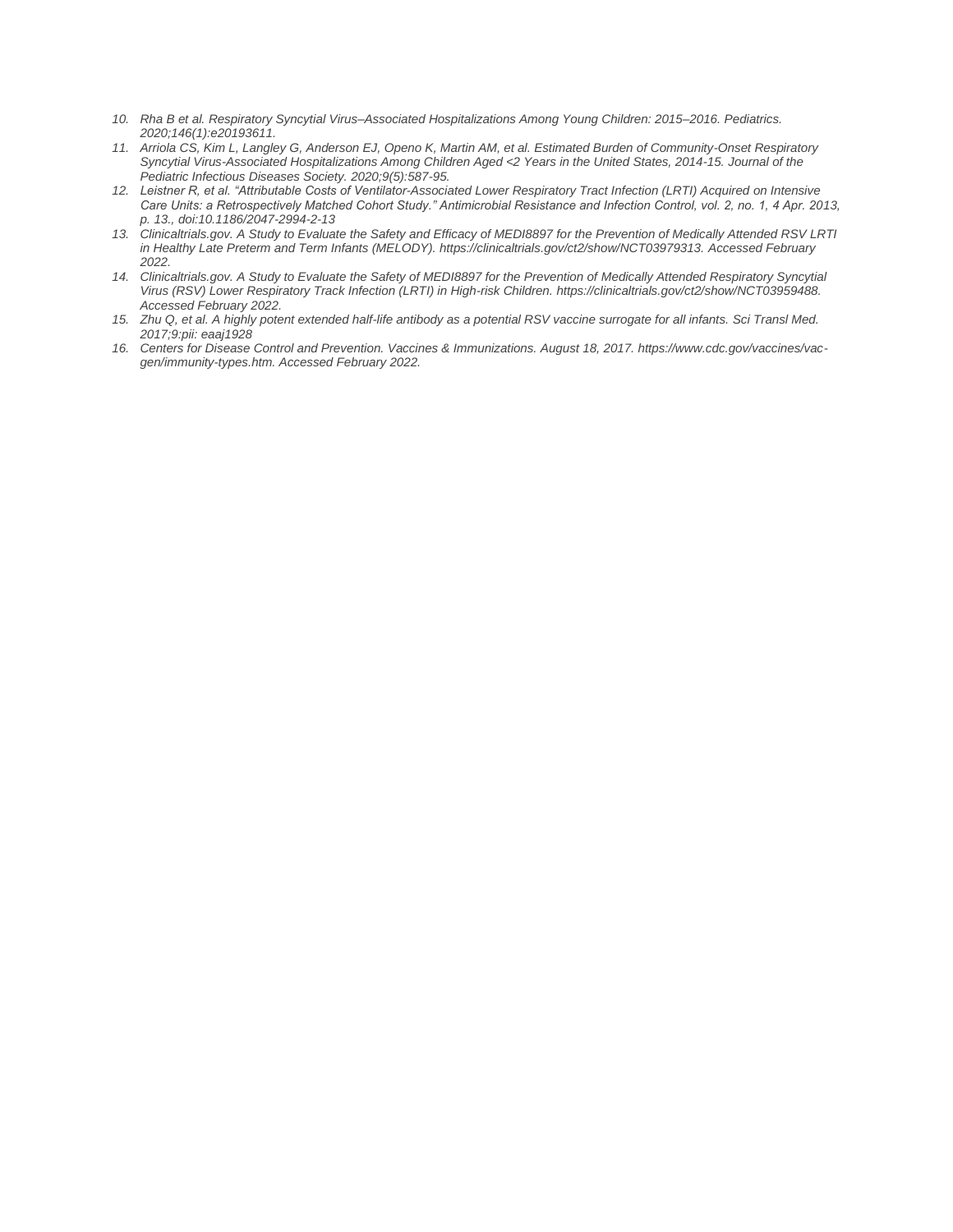10. *Rha B et al. Respiratory Syncytial Virus–Associated Hospitalizations Among Young Children: 2015–2016. Pediatrics. 2020;146(1):e20193611.*
11. *Arriola CS, Kim L, Langley G, Anderson EJ, Openo K, Martin AM, et al. Estimated Burden of Community-Onset Respiratory Syncytial Virus-Associated Hospitalizations Among Children Aged <2 Years in the United States, 2014-15. Journal of the Pediatric Infectious Diseases Society. 2020;9(5):587-95.*
12. *Leistner R, et al. "Attributable Costs of Ventilator-Associated Lower Respiratory Tract Infection (LRTI) Acquired on Intensive Care Units: a Retrospectively Matched Cohort Study." Antimicrobial Resistance and Infection Control, vol. 2, no. 1, 4 Apr. 2013, p. 13., doi:10.1186/2047-2994-2-13*
13. *Clinicaltrials.gov. A Study to Evaluate the Safety and Efficacy of MEDI8897 for the Prevention of Medically Attended RSV LRTI in Healthy Late Preterm and Term Infants (MELODY). https://clinicaltrials.gov/ct2/show/NCT03979313. Accessed February 2022.*
14. *Clinicaltrials.gov. A Study to Evaluate the Safety of MEDI8897 for the Prevention of Medically Attended Respiratory Syncytial Virus (RSV) Lower Respiratory Track Infection (LRTI) in High-risk Children. https://clinicaltrials.gov/ct2/show/NCT03959488. Accessed February 2022.*
15. *Zhu Q, et al. A highly potent extended half-life antibody as a potential RSV vaccine surrogate for all infants. Sci Transl Med. 2017;9:pii: eaaj1928*
16. *Centers for Disease Control and Prevention. Vaccines & Immunizations. August 18, 2017. https://www.cdc.gov/vaccines/vac-gen/immunity-types.htm. Accessed February 2022.*